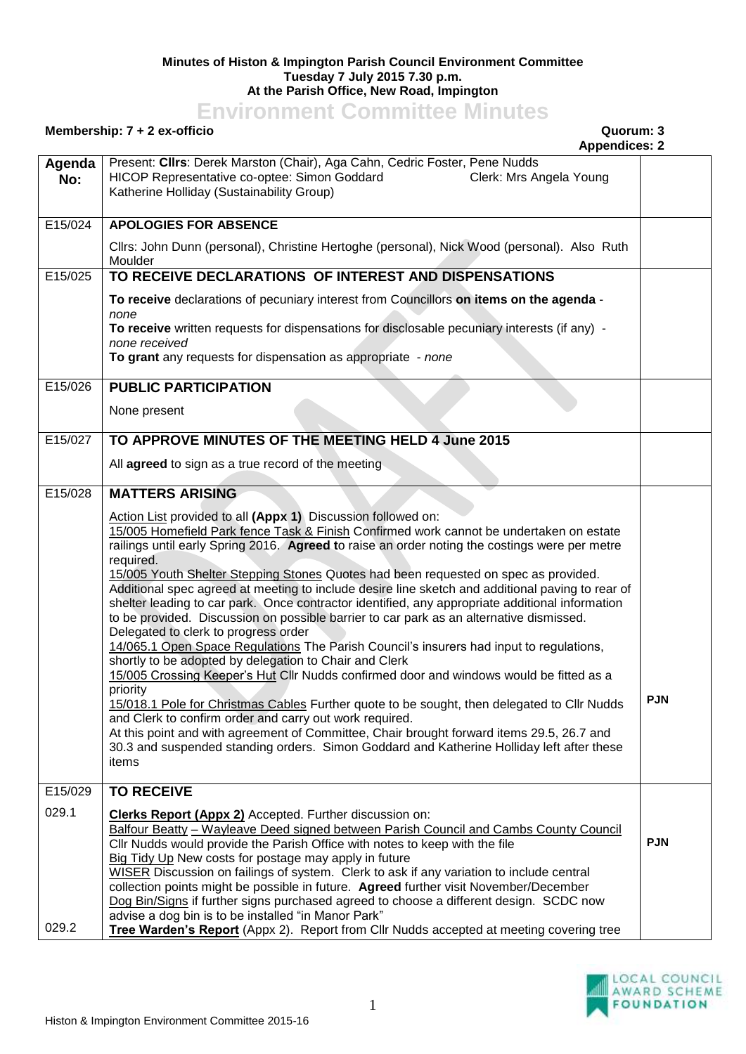**Minutes of Histon & Impington Parish Council Environment Committee**
**Tuesday 7 July 2015 7.30 p.m.**
**At the Parish Office, New Road, Impington**

# Environment Committee Minutes

**Membership: 7 + 2 ex-officio** **Quorum: 3**
**Appendices: 2**

| Agenda No: | Present: **Cllrs**: Derek Marston (Chair), Aga Cahn, Cedric Foster, Pene Nudds<br>HICOP Representative co-optee: Simon Goddard Clerk: Mrs Angela Young<br>Katherine Holliday (Sustainability Group) | |
|---|---|---|
| E15/024 | **APOLOGIES FOR ABSENCE**<br><br>Cllrs: John Dunn (personal), Christine Hertoghe (personal), Nick Wood (personal). Also Ruth Moulder | |
| E15/025 | **TO RECEIVE DECLARATIONS OF INTEREST AND DISPENSATIONS**<br><br>**To receive** declarations of pecuniary interest from Councillors **on items on the agenda** - *none*<br>**To receive** written requests for dispensations for disclosable pecuniary interests (if any) - *none received*<br>**To grant** any requests for dispensation as appropriate - *none* | |
| E15/026 | **PUBLIC PARTICIPATION**<br><br>None present | |
| E15/027 | **TO APPROVE MINUTES OF THE MEETING HELD 4 June 2015**<br><br>All **agreed** to sign as a true record of the meeting | |
| E15/028 | **MATTERS ARISING**<br><br>Action List provided to all **(Appx 1)** Discussion followed on:<br>15/005 Homefield Park fence Task & Finish Confirmed work cannot be undertaken on estate railings until early Spring 2016. **Agreed** to raise an order noting the costings were per metre required.<br>15/005 Youth Shelter Stepping Stones Quotes had been requested on spec as provided. Additional spec agreed at meeting to include desire line sketch and additional paving to rear of shelter leading to car park. Once contractor identified, any appropriate additional information to be provided. Discussion on possible barrier to car park as an alternative dismissed. Delegated to clerk to progress order<br>14/065.1 Open Space Regulations The Parish Council's insurers had input to regulations, shortly to be adopted by delegation to Chair and Clerk<br>15/005 Crossing Keeper's Hut Cllr Nudds confirmed door and windows would be fitted as a priority<br>15/018.1 Pole for Christmas Cables Further quote to be sought, then delegated to Cllr Nudds and Clerk to confirm order and carry out work required.<br>At this point and with agreement of Committee, Chair brought forward items 29.5, 26.7 and 30.3 and suspended standing orders. Simon Goddard and Katherine Holliday left after these items | **PJN** |
| E15/029 | **TO RECEIVE** | |
| 029.1 | **Clerks Report (Appx 2)** Accepted. Further discussion on:<br>Balfour Beatty – Wayleave Deed signed between Parish Council and Cambs County Council Cllr Nudds would provide the Parish Office with notes to keep with the file<br>Big Tidy Up New costs for postage may apply in future<br>WISER Discussion on failings of system. Clerk to ask if any variation to include central collection points might be possible in future. **Agreed** further visit November/December<br>Dog Bin/Signs if further signs purchased agreed to choose a different design. SCDC now advise a dog bin is to be installed "in Manor Park" | **PJN** |
| 029.2 | **Tree Warden's Report** (Appx 2). Report from Cllr Nudds accepted at meeting covering tree | |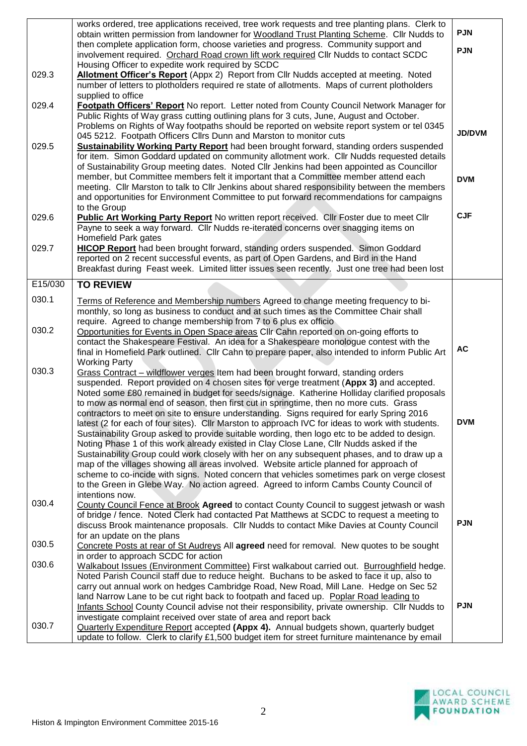| | | |
|---|---|---|
| | works ordered, tree applications received, tree work requests and tree planting plans. Clerk to obtain written permission from landowner for Woodland Trust Planting Scheme. Cllr Nudds to then complete application form, choose varieties and progress. Community support and involvement required. Orchard Road crown lift work required Cllr Nudds to contact SCDC Housing Officer to expedite work required by SCDC | PJN<br><br>PJN |
| 029.3 | **Allotment Officer's Report** (Appx 2) Report from Cllr Nudds accepted at meeting. Noted number of letters to plotholders required re state of allotments. Maps of current plotholders supplied to office | |
| 029.4 | **Footpath Officers' Report** No report. Letter noted from County Council Network Manager for Public Rights of Way grass cutting outlining plans for 3 cuts, June, August and October. Problems on Rights of Way footpaths should be reported on website report system or tel 0345 045 5212. Footpath Officers Cllrs Dunn and Marston to monitor cuts | JD/DVM |
| 029.5 | **Sustainability Working Party Report** had been brought forward, standing orders suspended for item. Simon Goddard updated on community allotment work. Cllr Nudds requested details of Sustainability Group meeting dates. Noted Cllr Jenkins had been appointed as Councillor member, but Committee members felt it important that a Committee member attend each meeting. Cllr Marston to talk to Cllr Jenkins about shared responsibility between the members and opportunities for Environment Committee to put forward recommendations for campaigns to the Group | DVM |
| 029.6 | **Public Art Working Party Report** No written report received. Cllr Foster due to meet Cllr Payne to seek a way forward. Cllr Nudds re-iterated concerns over snagging items on Homefield Park gates | CJF |
| 029.7 | **HICOP Report** had been brought forward, standing orders suspended. Simon Goddard reported on 2 recent successful events, as part of Open Gardens, and Bird in the Hand Breakfast during Feast week. Limited litter issues seen recently. Just one tree had been lost | |
| **E15/030** | **TO REVIEW** | |
| 030.1 | Terms of Reference and Membership numbers Agreed to change meeting frequency to bi-monthly, so long as business to conduct and at such times as the Committee Chair shall require. Agreed to change membership from 7 to 6 plus ex officio | |
| 030.2 | Opportunities for Events in Open Space areas Cllr Cahn reported on on-going efforts to contact the Shakespeare Festival. An idea for a Shakespeare monologue contest with the final in Homefield Park outlined. Cllr Cahn to prepare paper, also intended to inform Public Art Working Party | AC |
| 030.3 | Grass Contract – wildflower verges Item had been brought forward, standing orders suspended. Report provided on 4 chosen sites for verge treatment (**Appx 3**) and accepted. Noted some £80 remained in budget for seeds/signage. Katherine Holliday clarified proposals to mow as normal end of season, then first cut in springtime, then no more cuts. Grass contractors to meet on site to ensure understanding. Signs required for early Spring 2016 latest (2 for each of four sites). Cllr Marston to approach IVC for ideas to work with students. Sustainability Group asked to provide suitable wording, then logo etc to be added to design. Noting Phase 1 of this work already existed in Clay Close Lane, Cllr Nudds asked if the Sustainability Group could work closely with her on any subsequent phases, and to draw up a map of the villages showing all areas involved. Website article planned for approach of scheme to co-incide with signs. Noted concern that vehicles sometimes park on verge closest to the Green in Glebe Way. No action agreed. Agreed to inform Cambs County Council of intentions now. | DVM |
| 030.4 | County Council Fence at Brook **Agreed** to contact County Council to suggest jetwash or wash of bridge / fence. Noted Clerk had contacted Pat Matthews at SCDC to request a meeting to discuss Brook maintenance proposals. Cllr Nudds to contact Mike Davies at County Council for an update on the plans | PJN |
| 030.5 | Concrete Posts at rear of St Audreys All **agreed** need for removal. New quotes to be sought in order to approach SCDC for action | |
| 030.6 | Walkabout Issues (Environment Committee) First walkabout carried out. Burroughfield hedge. Noted Parish Council staff due to reduce height. Buchans to be asked to face it up, also to carry out annual work on hedges Cambridge Road, New Road, Mill Lane. Hedge on Sec 52 land Narrow Lane to be cut right back to footpath and faced up. Poplar Road leading to Infants School County Council advise not their responsibility, private ownership. Cllr Nudds to investigate complaint received over state of area and report back | PJN |
| 030.7 | Quarterly Expenditure Report accepted **(Appx 4).** Annual budgets shown, quarterly budget update to follow. Clerk to clarify £1,500 budget item for street furniture maintenance by email | |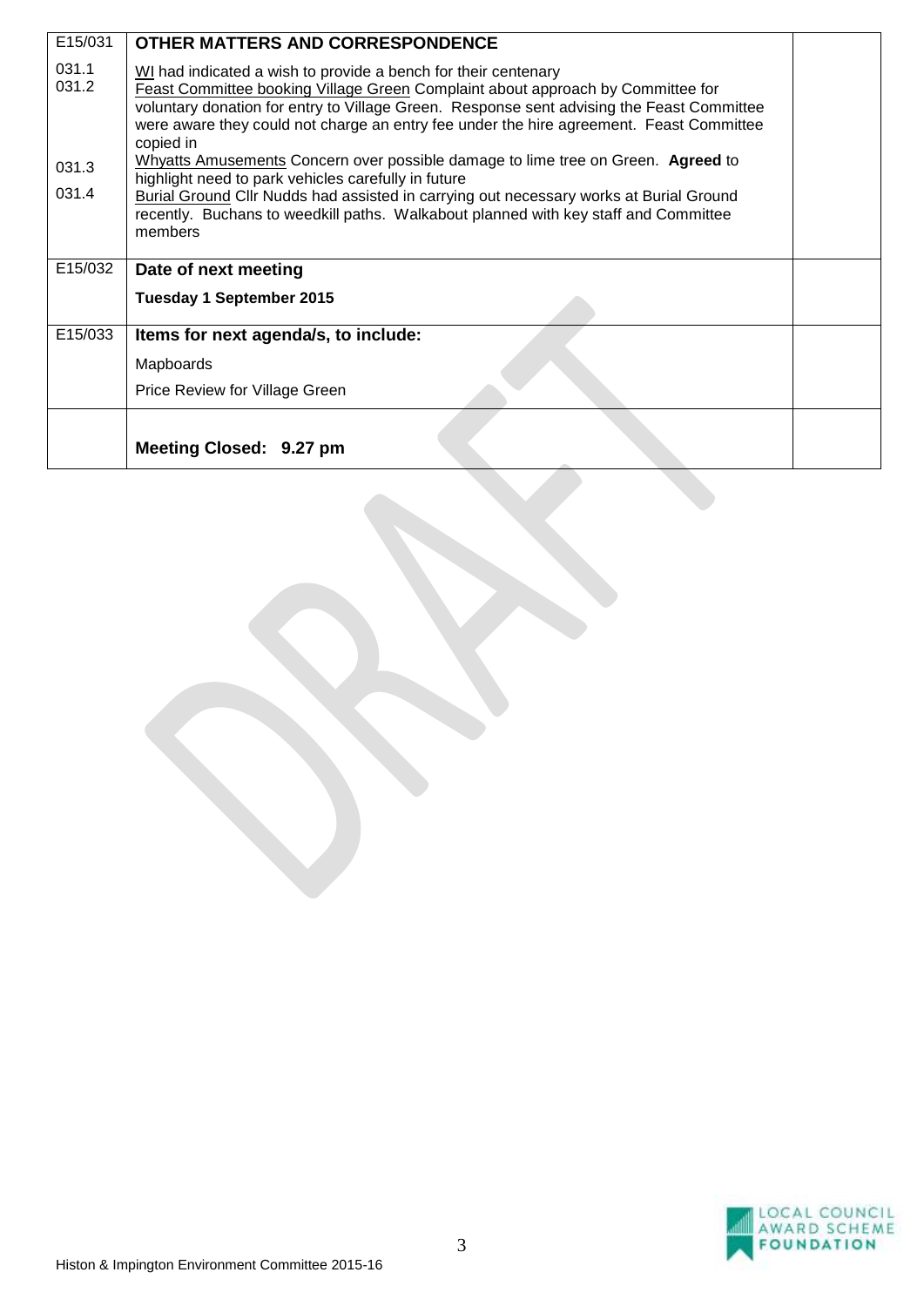| | | |
|---|---|---|
| E15/031 | **OTHER MATTERS AND CORRESPONDENCE** | |
| 031.1<br>031.2<br><br><br><br>031.3<br><br>031.4 | WI had indicated a wish to provide a bench for their centenary<br>Feast Committee booking Village Green Complaint about approach by Committee for voluntary donation for entry to Village Green. Response sent advising the Feast Committee were aware they could not charge an entry fee under the hire agreement. Feast Committee copied in<br>Whyatts Amusements Concern over possible damage to lime tree on Green. **Agreed** to highlight need to park vehicles carefully in future<br>Burial Ground Cllr Nudds had assisted in carrying out necessary works at Burial Ground recently. Buchans to weedkill paths. Walkabout planned with key staff and Committee members | |
| E15/032 | **Date of next meeting**<br><br>**Tuesday 1 September 2015** | |
| E15/033 | **Items for next agenda/s, to include:**<br><br>Mapboards<br><br>Price Review for Village Green | |
| | **Meeting Closed: 9.27 pm** | |

DRAFT

Histon & Impington Environment Committee 2015-16